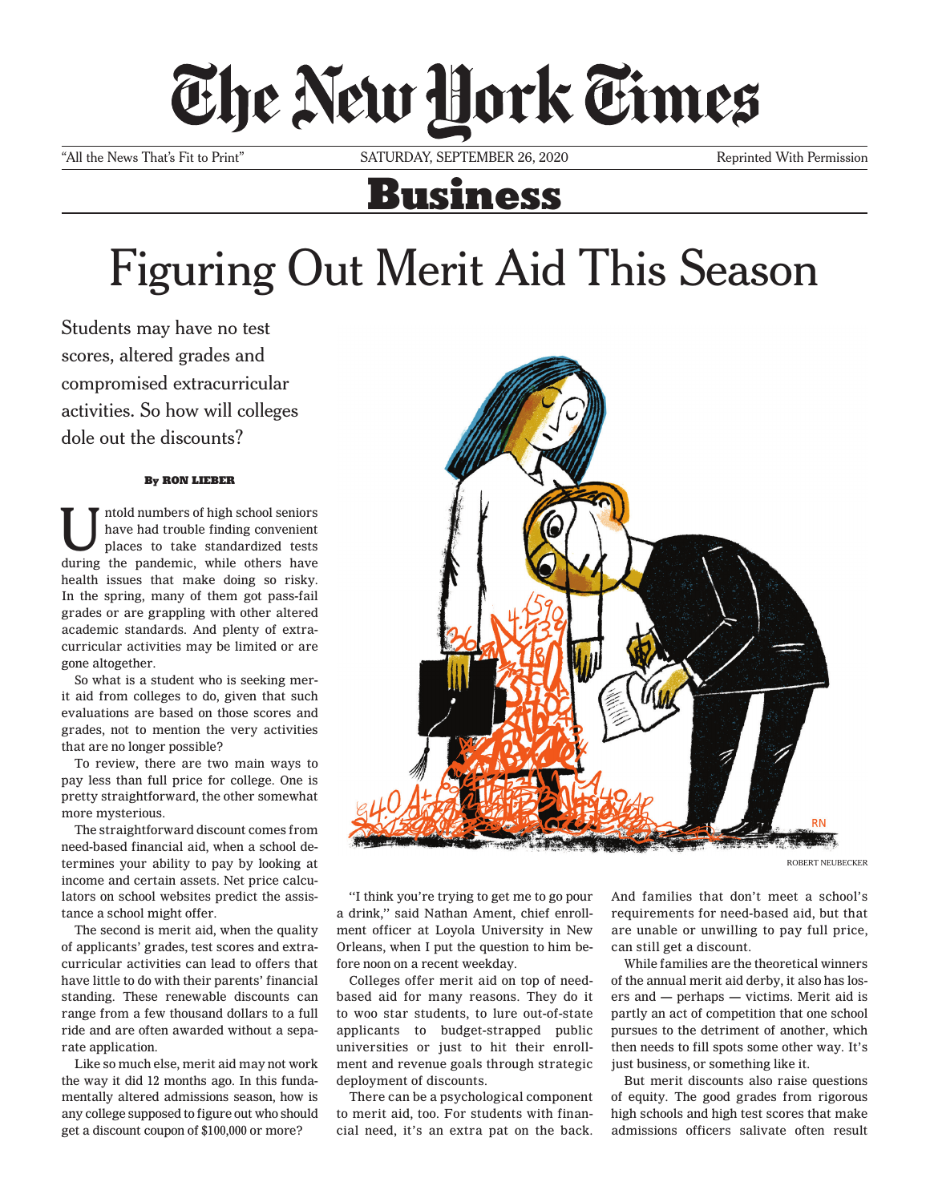# The New York Times

"All the News That's Fit to Print" SATURDAY, SEPTEMBER 26, 2020 Reprinted With Permission

## Business

# Figuring Out Merit Aid This Season

Students may have no test scores, altered grades and compromised extracurricular activities. So how will colleges dole out the discounts?

**By RON LIEBER**

Untold numbers of high school seniors have had trouble finding convenient places to take standardized tests during the pandemic, while others have health issues that make doing so risky. In the spring, many of them got pass-fail grades or are grappling with other altered academic standards. And plenty of extracurricular activities may be limited or are gone altogether.

So what is a student who is seeking merit aid from colleges to do, given that such evaluations are based on those scores and grades, not to mention the very activities that are no longer possible?

To review, there are two main ways to pay less than full price for college. One is pretty straightforward, the other somewhat more mysterious.

The straightforward discount comes from need-based financial aid, when a school determines your ability to pay by looking at income and certain assets. Net price calculators on school websites predict the assistance a school might offer.

The second is merit aid, when the quality of applicants' grades, test scores and extracurricular activities can lead to offers that have little to do with their parents' financial standing. These renewable discounts can range from a few thousand dollars to a full ride and are often awarded without a separate application.

Like so much else, merit aid may not work the way it did 12 months ago. In this fundamentally altered admissions season, how is any college supposed to figure out who should get a discount coupon of $100,000 or more?

ROBERT NEUBECKER

"I think you're trying to get me to go pour a drink," said Nathan Ament, chief enrollment officer at Loyola University in New Orleans, when I put the question to him before noon on a recent weekday.

Colleges offer merit aid on top of need-based aid for many reasons. They do it to woo star students, to lure out-of-state applicants to budget-strapped public universities or just to hit their enrollment and revenue goals through strategic deployment of discounts.

There can be a psychological component to merit aid, too. For students with financial need, it's an extra pat on the back. And families that don't meet a school's requirements for need-based aid, but that are unable or unwilling to pay full price, can still get a discount.

While families are the theoretical winners of the annual merit aid derby, it also has losers and — perhaps — victims. Merit aid is partly an act of competition that one school pursues to the detriment of another, which then needs to fill spots some other way. It's just business, or something like it.

But merit discounts also raise questions of equity. The good grades from rigorous high schools and high test scores that make admissions officers salivate often result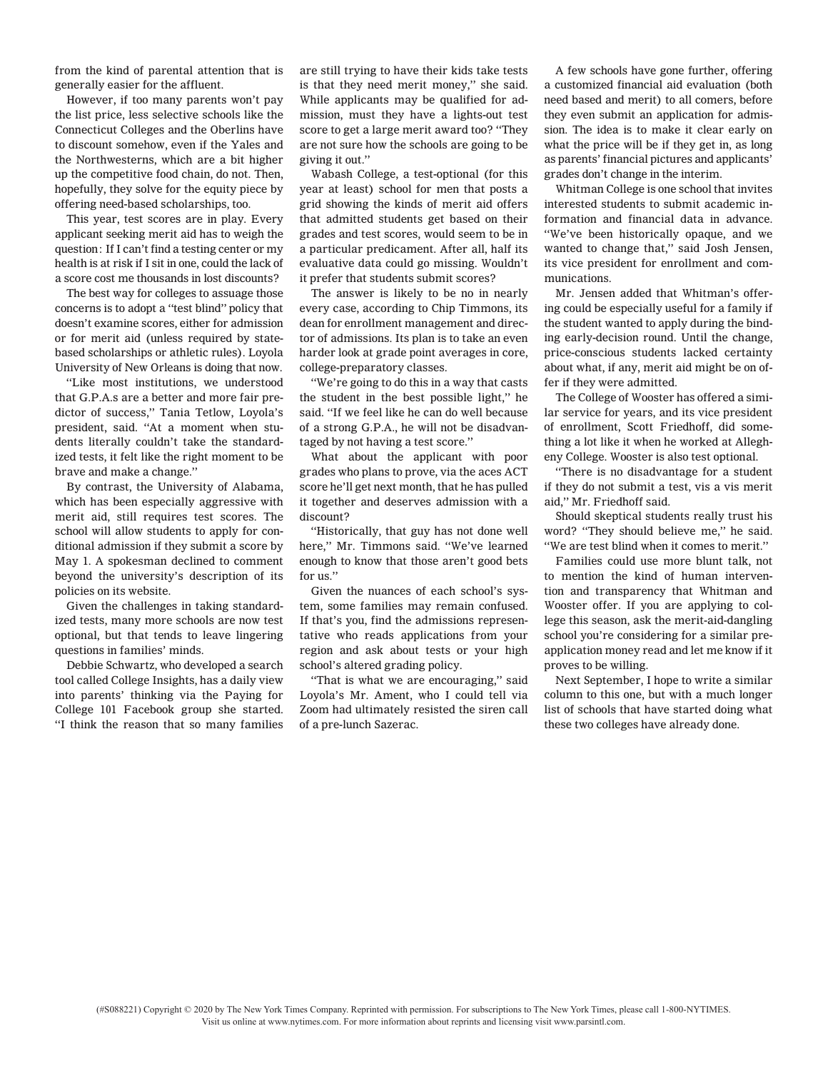from the kind of parental attention that is generally easier for the affluent.

However, if too many parents won't pay the list price, less selective schools like the Connecticut Colleges and the Oberlins have to discount somehow, even if the Yales and the Northwesterns, which are a bit higher up the competitive food chain, do not. Then, hopefully, they solve for the equity piece by offering need-based scholarships, too.

This year, test scores are in play. Every applicant seeking merit aid has to weigh the question: If I can't find a testing center or my health is at risk if I sit in one, could the lack of a score cost me thousands in lost discounts?

The best way for colleges to assuage those concerns is to adopt a "test blind" policy that doesn't examine scores, either for admission or for merit aid (unless required by state-based scholarships or athletic rules). Loyola University of New Orleans is doing that now.

"Like most institutions, we understood that G.P.A.s are a better and more fair predictor of success," Tania Tetlow, Loyola's president, said. "At a moment when students literally couldn't take the standardized tests, it felt like the right moment to be brave and make a change."

By contrast, the University of Alabama, which has been especially aggressive with merit aid, still requires test scores. The school will allow students to apply for conditional admission if they submit a score by May 1. A spokesman declined to comment beyond the university's description of its policies on its website.

Given the challenges in taking standardized tests, many more schools are now test optional, but that tends to leave lingering questions in families' minds.

Debbie Schwartz, who developed a search tool called College Insights, has a daily view into parents' thinking via the Paying for College 101 Facebook group she started. "I think the reason that so many families are still trying to have their kids take tests is that they need merit money," she said. While applicants may be qualified for admission, must they have a lights-out test score to get a large merit award too? "They are not sure how the schools are going to be giving it out."

Wabash College, a test-optional (for this year at least) school for men that posts a grid showing the kinds of merit aid offers that admitted students get based on their grades and test scores, would seem to be in a particular predicament. After all, half its evaluative data could go missing. Wouldn't it prefer that students submit scores?

The answer is likely to be no in nearly every case, according to Chip Timmons, its dean for enrollment management and director of admissions. Its plan is to take an even harder look at grade point averages in core, college-preparatory classes.

"We're going to do this in a way that casts the student in the best possible light," he said. "If we feel like he can do well because of a strong G.P.A., he will not be disadvantaged by not having a test score."

What about the applicant with poor grades who plans to prove, via the aces ACT score he'll get next month, that he has pulled it together and deserves admission with a discount?

"Historically, that guy has not done well here," Mr. Timmons said. "We've learned enough to know that those aren't good bets for us."

Given the nuances of each school's system, some families may remain confused. If that's you, find the admissions representative who reads applications from your region and ask about tests or your high school's altered grading policy.

"That is what we are encouraging," said Loyola's Mr. Ament, who I could tell via Zoom had ultimately resisted the siren call of a pre-lunch Sazerac.

A few schools have gone further, offering a customized financial aid evaluation (both need based and merit) to all comers, before they even submit an application for admission. The idea is to make it clear early on what the price will be if they get in, as long as parents' financial pictures and applicants' grades don't change in the interim.

Whitman College is one school that invites interested students to submit academic information and financial data in advance. "We've been historically opaque, and we wanted to change that," said Josh Jensen, its vice president for enrollment and communications.

Mr. Jensen added that Whitman's offering could be especially useful for a family if the student wanted to apply during the binding early-decision round. Until the change, price-conscious students lacked certainty about what, if any, merit aid might be on offer if they were admitted.

The College of Wooster has offered a similar service for years, and its vice president of enrollment, Scott Friedhoff, did something a lot like it when he worked at Allegheny College. Wooster is also test optional.

"There is no disadvantage for a student if they do not submit a test, vis a vis merit aid," Mr. Friedhoff said.

Should skeptical students really trust his word? "They should believe me," he said. "We are test blind when it comes to merit."

Families could use more blunt talk, not to mention the kind of human intervention and transparency that Whitman and Wooster offer. If you are applying to college this season, ask the merit-aid-dangling school you're considering for a similar pre-application money read and let me know if it proves to be willing.

Next September, I hope to write a similar column to this one, but with a much longer list of schools that have started doing what these two colleges have already done.

(#S088221) Copyright © 2020 by The New York Times Company. Reprinted with permission. For subscriptions to The New York Times, please call 1-800-NYTIMES. Visit us online at www.nytimes.com. For more information about reprints and licensing visit www.parsintl.com.